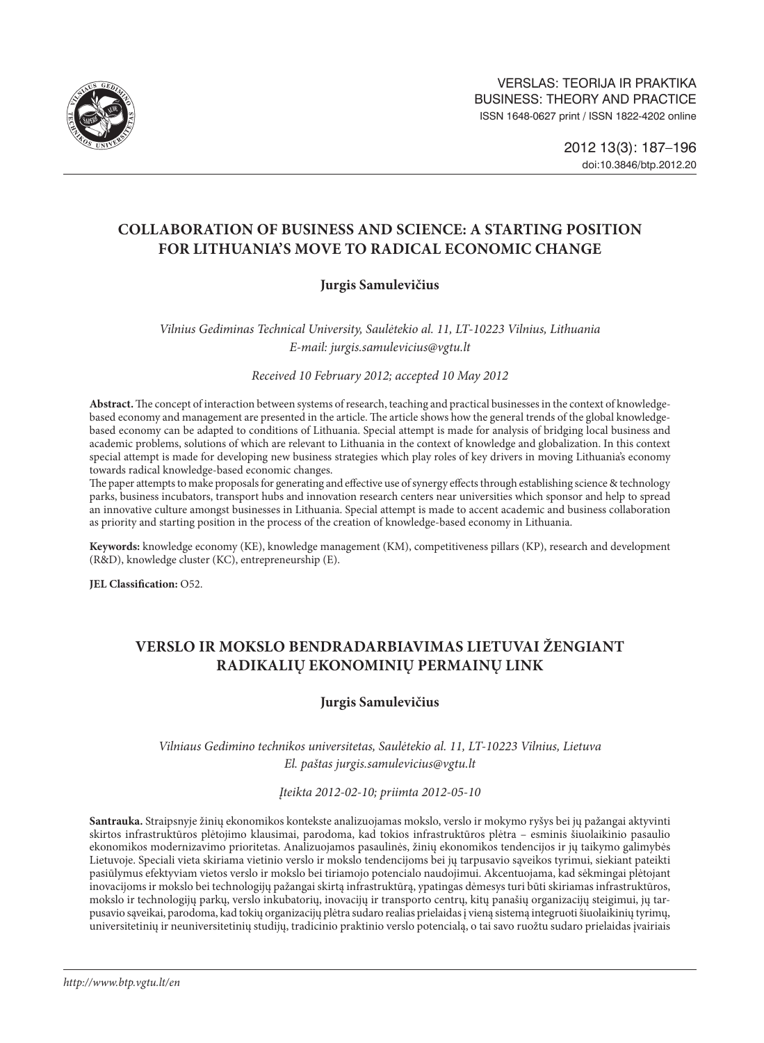# COLLABORATION OF BUSINESS AND SCIENCE: A STARTING POSITION FOR LITHUANIA'S MOVE TO RADICAL ECONOMIC CHANGE

**Jurgis Samulevičius**

*Vilnius Gediminas Technical University, Saulėtekio al. 11, LT-10223 Vilnius, Lithuania*
*E-mail: jurgis.samulevicius@vgtu.lt*

*Received 10 February 2012; accepted 10 May 2012*

**Abstract.** The concept of interaction between systems of research, teaching and practical businesses in the context of knowledge-based economy and management are presented in the article. The article shows how the general trends of the global knowledge-based economy can be adapted to conditions of Lithuania. Special attempt is made for analysis of bridging local business and academic problems, solutions of which are relevant to Lithuania in the context of knowledge and globalization. In this context special attempt is made for developing new business strategies which play roles of key drivers in moving Lithuania's economy towards radical knowledge-based economic changes.

The paper attempts to make proposals for generating and effective use of synergy effects through establishing science & technology parks, business incubators, transport hubs and innovation research centers near universities which sponsor and help to spread an innovative culture amongst businesses in Lithuania. Special attempt is made to accent academic and business collaboration as priority and starting position in the process of the creation of knowledge-based economy in Lithuania.

**Keywords:** knowledge economy (KE), knowledge management (KM), competitiveness pillars (KP), research and development (R&D), knowledge cluster (KC), entrepreneurship (E).

**JEL Classification:** O52.

# VERSLO IR MOKSLO BENDRADARBIAVIMAS LIETUVAI ŽENGIANT RADIKALIŲ EKONOMINIŲ PERMAINŲ LINK

**Jurgis Samulevičius**

*Vilniaus Gedimino technikos universitetas, Saulėtekio al. 11, LT-10223 Vilnius, Lietuva*
*El. paštas jurgis.samulevicius@vgtu.lt*

*Įteikta 2012-02-10; priimta 2012-05-10*

**Santrauka.** Straipsnyje žinių ekonomikos kontekste analizuojamas mokslo, verslo ir mokymo ryšys bei jų pažangai aktyvinti skirtos infrastruktūros plėtojimo klausimai, parodoma, kad tokios infrastruktūros plėtra – esminis šiuolaikinio pasaulio ekonomikos modernizavimo prioritetas. Analizuojamos pasaulinės, žinių ekonomikos tendencijos ir jų taikymo galimybės Lietuvoje. Speciali vieta skiriama vietinio verslo ir mokslo tendencijoms bei jų tarpusavio sąveikos tyrimui, siekiant pateikti pasiūlymus efektyviam vietos verslo ir mokslo bei tiriamojo potencialo naudojimui. Akcentuojama, kad sėkmingai plėtojant inovacijoms ir mokslo bei technologijų pažangai skirtą infrastruktūrą, ypatingas dėmesys turi būti skiriamas infrastruktūros, mokslo ir technologijų parkų, verslo inkubatorių, inovacijų ir transporto centrų, kitų panašių organizacijų steigimui, jų tarpusavio sąveikai, parodoma, kad tokių organizacijų plėtra sudaro realias prielaidas į vieną sistemą integruoti šiuolaikinių tyrimų, universitetinių ir neuniversitetinių studijų, tradicinio praktinio verslo potencialą, o tai savo ruožtu sudaro prielaidas įvairiais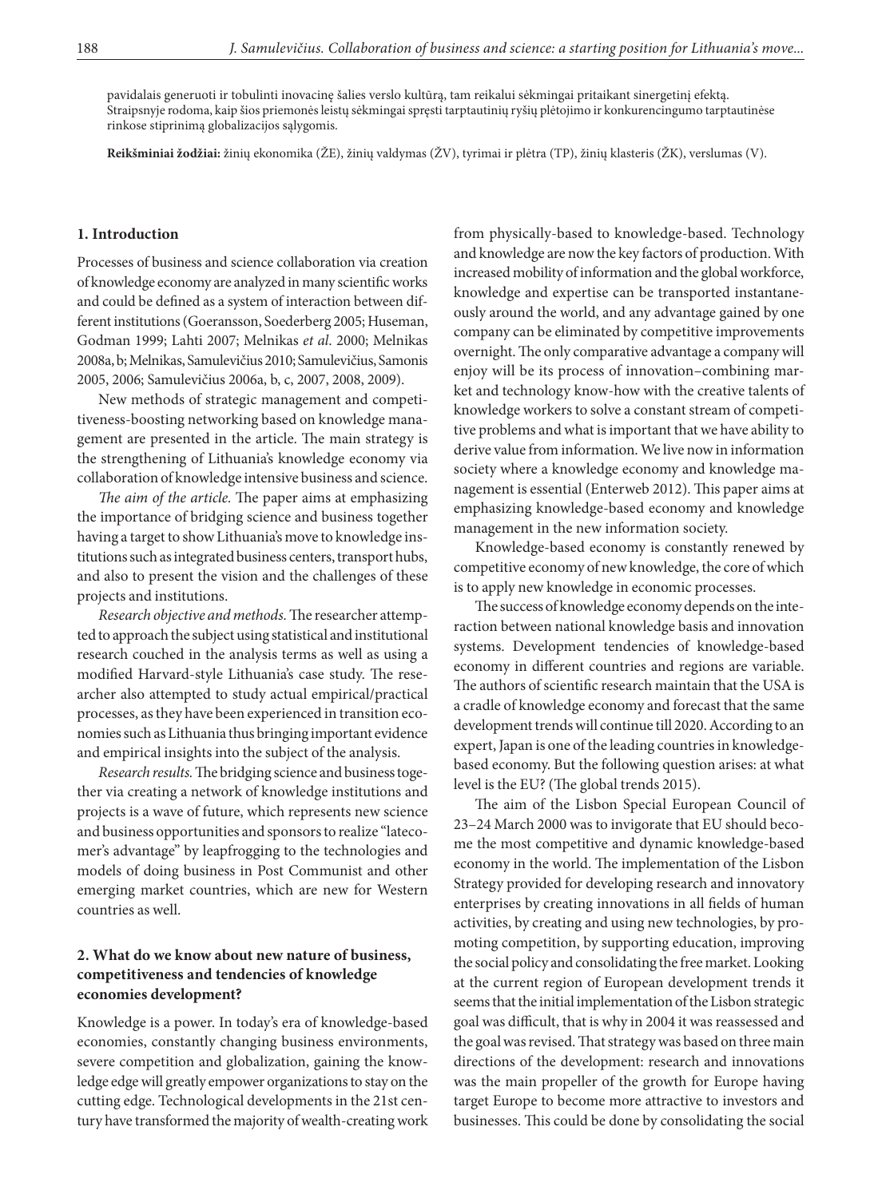pavidalais generuoti ir tobulinti inovacinę šalies verslo kultūrą, tam reikalui sėkmingai pritaikant sinergetinį efektą. Straipsnyje rodoma, kaip šios priemonės leistų sėkmingai spręsti tarptautinių ryšių plėtojimo ir konkurencingumo tarptautinėse rinkose stiprinimą globalizacijos sąlygomis.

**Reikšminiai žodžiai:** žinių ekonomika (ŽE), žinių valdymas (ŽV), tyrimai ir plėtra (TP), žinių klasteris (ŽK), verslumas (V).

## 1. Introduction

Processes of business and science collaboration via creation of knowledge economy are analyzed in many scientific works and could be defined as a system of interaction between different institutions (Goeransson, Soederberg 2005; Huseman, Godman 1999; Lahti 2007; Melnikas *et al*. 2000; Melnikas 2008a, b; Melnikas, Samulevičius 2010; Samulevičius, Samonis 2005, 2006; Samulevičius 2006a, b, c, 2007, 2008, 2009).

New methods of strategic management and competitiveness-boosting networking based on knowledge management are presented in the article. The main strategy is the strengthening of Lithuania's knowledge economy via collaboration of knowledge intensive business and science.

*The aim of the article.* The paper aims at emphasizing the importance of bridging science and business together having a target to show Lithuania's move to knowledge institutions such as integrated business centers, transport hubs, and also to present the vision and the challenges of these projects and institutions.

*Research objective and methods.* The researcher attempted to approach the subject using statistical and institutional research couched in the analysis terms as well as using a modified Harvard-style Lithuania's case study. The researcher also attempted to study actual empirical/practical processes, as they have been experienced in transition economies such as Lithuania thus bringing important evidence and empirical insights into the subject of the analysis.

*Research results.* The bridging science and business together via creating a network of knowledge institutions and projects is a wave of future, which represents new science and business opportunities and sponsors to realize "latecomer's advantage" by leapfrogging to the technologies and models of doing business in Post Communist and other emerging market countries, which are new for Western countries as well.

## 2. What do we know about new nature of business, competitiveness and tendencies of knowledge economies development?

Knowledge is a power. In today's era of knowledge-based economies, constantly changing business environments, severe competition and globalization, gaining the knowledge edge will greatly empower organizations to stay on the cutting edge. Technological developments in the 21st century have transformed the majority of wealth-creating work from physically-based to knowledge-based. Technology and knowledge are now the key factors of production. With increased mobility of information and the global workforce, knowledge and expertise can be transported instantaneously around the world, and any advantage gained by one company can be eliminated by competitive improvements overnight. The only comparative advantage a company will enjoy will be its process of innovation–combining market and technology know-how with the creative talents of knowledge workers to solve a constant stream of competitive problems and what is important that we have ability to derive value from information. We live now in information society where a knowledge economy and knowledge management is essential (Enterweb 2012). This paper aims at emphasizing knowledge-based economy and knowledge management in the new information society.

Knowledge-based economy is constantly renewed by competitive economy of new knowledge, the core of which is to apply new knowledge in economic processes.

The success of knowledge economy depends on the interaction between national knowledge basis and innovation systems. Development tendencies of knowledge-based economy in different countries and regions are variable. The authors of scientific research maintain that the USA is a cradle of knowledge economy and forecast that the same development trends will continue till 2020. According to an expert, Japan is one of the leading countries in knowledge-based economy. But the following question arises: at what level is the EU? (The global trends 2015).

The aim of the Lisbon Special European Council of 23–24 March 2000 was to invigorate that EU should become the most competitive and dynamic knowledge-based economy in the world. The implementation of the Lisbon Strategy provided for developing research and innovatory enterprises by creating innovations in all fields of human activities, by creating and using new technologies, by promoting competition, by supporting education, improving the social policy and consolidating the free market. Looking at the current region of European development trends it seems that the initial implementation of the Lisbon strategic goal was difficult, that is why in 2004 it was reassessed and the goal was revised. That strategy was based on three main directions of the development: research and innovations was the main propeller of the growth for Europe having target Europe to become more attractive to investors and businesses. This could be done by consolidating the social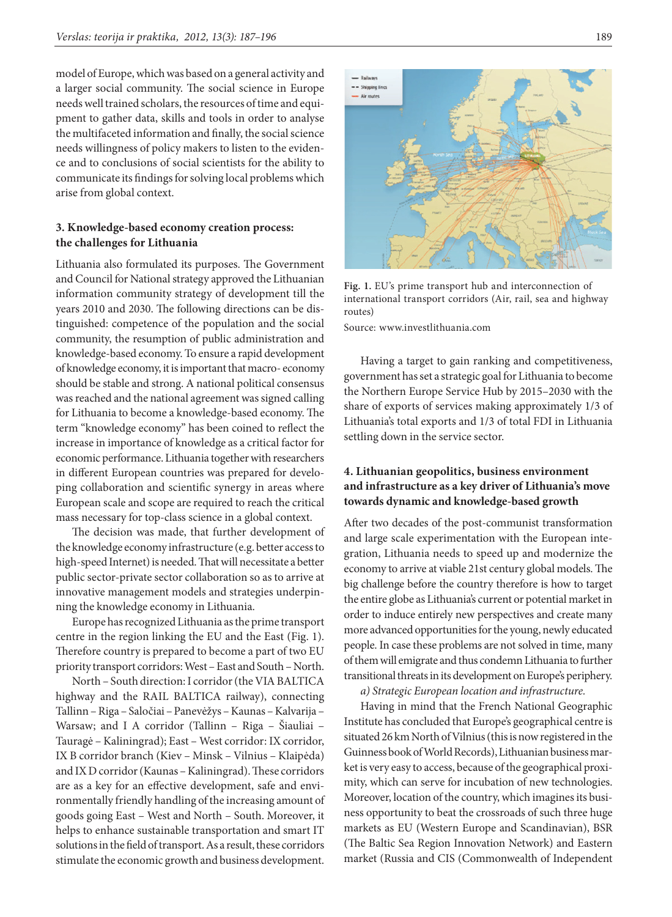model of Europe, which was based on a general activity and a larger social community. The social science in Europe needs well trained scholars, the resources of time and equipment to gather data, skills and tools in order to analyse the multifaceted information and finally, the social science needs willingness of policy makers to listen to the evidence and to conclusions of social scientists for the ability to communicate its findings for solving local problems which arise from global context.

### 3. Knowledge-based economy creation process: the challenges for Lithuania

Lithuania also formulated its purposes. The Government and Council for National strategy approved the Lithuanian information community strategy of development till the years 2010 and 2030. The following directions can be distinguished: competence of the population and the social community, the resumption of public administration and knowledge-based economy. To ensure a rapid development of knowledge economy, it is important that macro- economy should be stable and strong. A national political consensus was reached and the national agreement was signed calling for Lithuania to become a knowledge-based economy. The term "knowledge economy" has been coined to reflect the increase in importance of knowledge as a critical factor for economic performance. Lithuania together with researchers in different European countries was prepared for developing collaboration and scientific synergy in areas where European scale and scope are required to reach the critical mass necessary for top-class science in a global context.

The decision was made, that further development of the knowledge economy infrastructure (e.g. better access to high-speed Internet) is needed. That will necessitate a better public sector-private sector collaboration so as to arrive at innovative management models and strategies underpinning the knowledge economy in Lithuania.

Europe has recognized Lithuania as the prime transport centre in the region linking the EU and the East (Fig. 1). Therefore country is prepared to become a part of two EU priority transport corridors: West – East and South – North.

North – South direction: I corridor (the VIA BALTICA highway and the RAIL BALTICA railway), connecting Tallinn – Riga – Saločiai – Panevėžys – Kaunas – Kalvarija – Warsaw; and I A corridor (Tallinn – Riga – Šiauliai – Tauragė – Kaliningrad); East – West corridor: IX corridor, IX B corridor branch (Kiev – Minsk – Vilnius – Klaipėda) and IX D corridor (Kaunas – Kaliningrad). These corridors are as a key for an effective development, safe and environmentally friendly handling of the increasing amount of goods going East – West and North – South. Moreover, it helps to enhance sustainable transportation and smart IT solutions in the field of transport. As a result, these corridors stimulate the economic growth and business development.

**Fig. 1.** EU's prime transport hub and interconnection of international transport corridors (Air, rail, sea and highway routes)

Source: www.investlithuania.com

Having a target to gain ranking and competitiveness, government has set a strategic goal for Lithuania to become the Northern Europe Service Hub by 2015–2030 with the share of exports of services making approximately 1/3 of Lithuania's total exports and 1/3 of total FDI in Lithuania settling down in the service sector.

### 4. Lithuanian geopolitics, business environment and infrastructure as a key driver of Lithuania's move towards dynamic and knowledge-based growth

After two decades of the post-communist transformation and large scale experimentation with the European integration, Lithuania needs to speed up and modernize the economy to arrive at viable 21st century global models. The big challenge before the country therefore is how to target the entire globe as Lithuania's current or potential market in order to induce entirely new perspectives and create many more advanced opportunities for the young, newly educated people. In case these problems are not solved in time, many of them will emigrate and thus condemn Lithuania to further transitional threats in its development on Europe's periphery.

*a) Strategic European location and infrastructure.*

Having in mind that the French National Geographic Institute has concluded that Europe's geographical centre is situated 26 km North of Vilnius (this is now registered in the Guinness book of World Records), Lithuanian business market is very easy to access, because of the geographical proximity, which can serve for incubation of new technologies. Moreover, location of the country, which imagines its business opportunity to beat the crossroads of such three huge markets as EU (Western Europe and Scandinavian), BSR (The Baltic Sea Region Innovation Network) and Eastern market (Russia and CIS (Commonwealth of Independent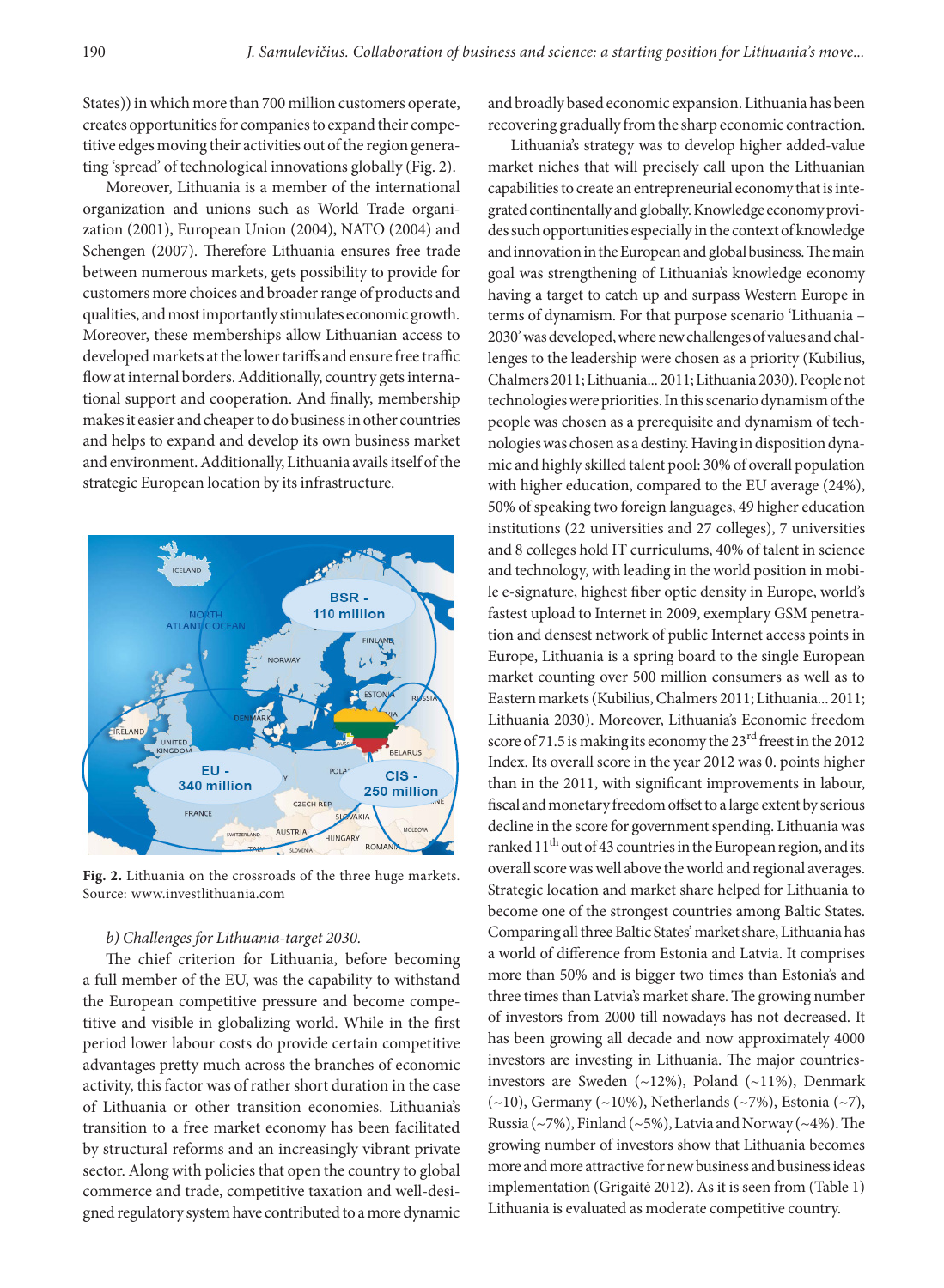States)) in which more than 700 million customers operate, creates opportunities for companies to expand their competitive edges moving their activities out of the region generating 'spread' of technological innovations globally (Fig. 2).

Moreover, Lithuania is a member of the international organization and unions such as World Trade organization (2001), European Union (2004), NATO (2004) and Schengen (2007). Therefore Lithuania ensures free trade between numerous markets, gets possibility to provide for customers more choices and broader range of products and qualities, and most importantly stimulates economic growth. Moreover, these memberships allow Lithuanian access to developed markets at the lower tariffs and ensure free traffic flow at internal borders. Additionally, country gets international support and cooperation. And finally, membership makes it easier and cheaper to do business in other countries and helps to expand and develop its own business market and environment. Additionally, Lithuania avails itself of the strategic European location by its infrastructure.

**Fig. 2.** Lithuania on the crossroads of the three huge markets. Source: www.investlithuania.com

*b) Challenges for Lithuania-target 2030.*

The chief criterion for Lithuania, before becoming a full member of the EU, was the capability to withstand the European competitive pressure and become competitive and visible in globalizing world. While in the first period lower labour costs do provide certain competitive advantages pretty much across the branches of economic activity, this factor was of rather short duration in the case of Lithuania or other transition economies. Lithuania's transition to a free market economy has been facilitated by structural reforms and an increasingly vibrant private sector. Along with policies that open the country to global commerce and trade, competitive taxation and well-designed regulatory system have contributed to a more dynamic and broadly based economic expansion. Lithuania has been recovering gradually from the sharp economic contraction.

Lithuania's strategy was to develop higher added-value market niches that will precisely call upon the Lithuanian capabilities to create an entrepreneurial economy that is integrated continentally and globally. Knowledge economy provides such opportunities especially in the context of knowledge and innovation in the European and global business. The main goal was strengthening of Lithuania's knowledge economy having a target to catch up and surpass Western Europe in terms of dynamism. For that purpose scenario 'Lithuania – 2030' was developed, where new challenges of values and challenges to the leadership were chosen as a priority (Kubilius, Chalmers 2011; Lithuania... 2011; Lithuania 2030). People not technologies were priorities. In this scenario dynamism of the people was chosen as a prerequisite and dynamism of technologies was chosen as a destiny. Having in disposition dynamic and highly skilled talent pool: 30% of overall population with higher education, compared to the EU average (24%), 50% of speaking two foreign languages, 49 higher education institutions (22 universities and 27 colleges), 7 universities and 8 colleges hold IT curriculums, 40% of talent in science and technology, with leading in the world position in mobile e-signature, highest fiber optic density in Europe, world's fastest upload to Internet in 2009, exemplary GSM penetration and densest network of public Internet access points in Europe, Lithuania is a spring board to the single European market counting over 500 million consumers as well as to Eastern markets (Kubilius, Chalmers 2011; Lithuania... 2011; Lithuania 2030). Moreover, Lithuania's Economic freedom score of 71.5 is making its economy the 23rd freest in the 2012 Index. Its overall score in the year 2012 was 0. points higher than in the 2011, with significant improvements in labour, fiscal and monetary freedom offset to a large extent by serious decline in the score for government spending. Lithuania was ranked 11th out of 43 countries in the European region, and its overall score was well above the world and regional averages. Strategic location and market share helped for Lithuania to become one of the strongest countries among Baltic States. Comparing all three Baltic States' market share, Lithuania has a world of difference from Estonia and Latvia. It comprises more than 50% and is bigger two times than Estonia's and three times than Latvia's market share. The growing number of investors from 2000 till nowadays has not decreased. It has been growing all decade and now approximately 4000 investors are investing in Lithuania. The major countries-investors are Sweden (~12%), Poland (~11%), Denmark (~10), Germany (~10%), Netherlands (~7%), Estonia (~7), Russia (~7%), Finland (~5%), Latvia and Norway (~4%). The growing number of investors show that Lithuania becomes more and more attractive for new business and business ideas implementation (Grigaitė 2012). As it is seen from (Table 1) Lithuania is evaluated as moderate competitive country.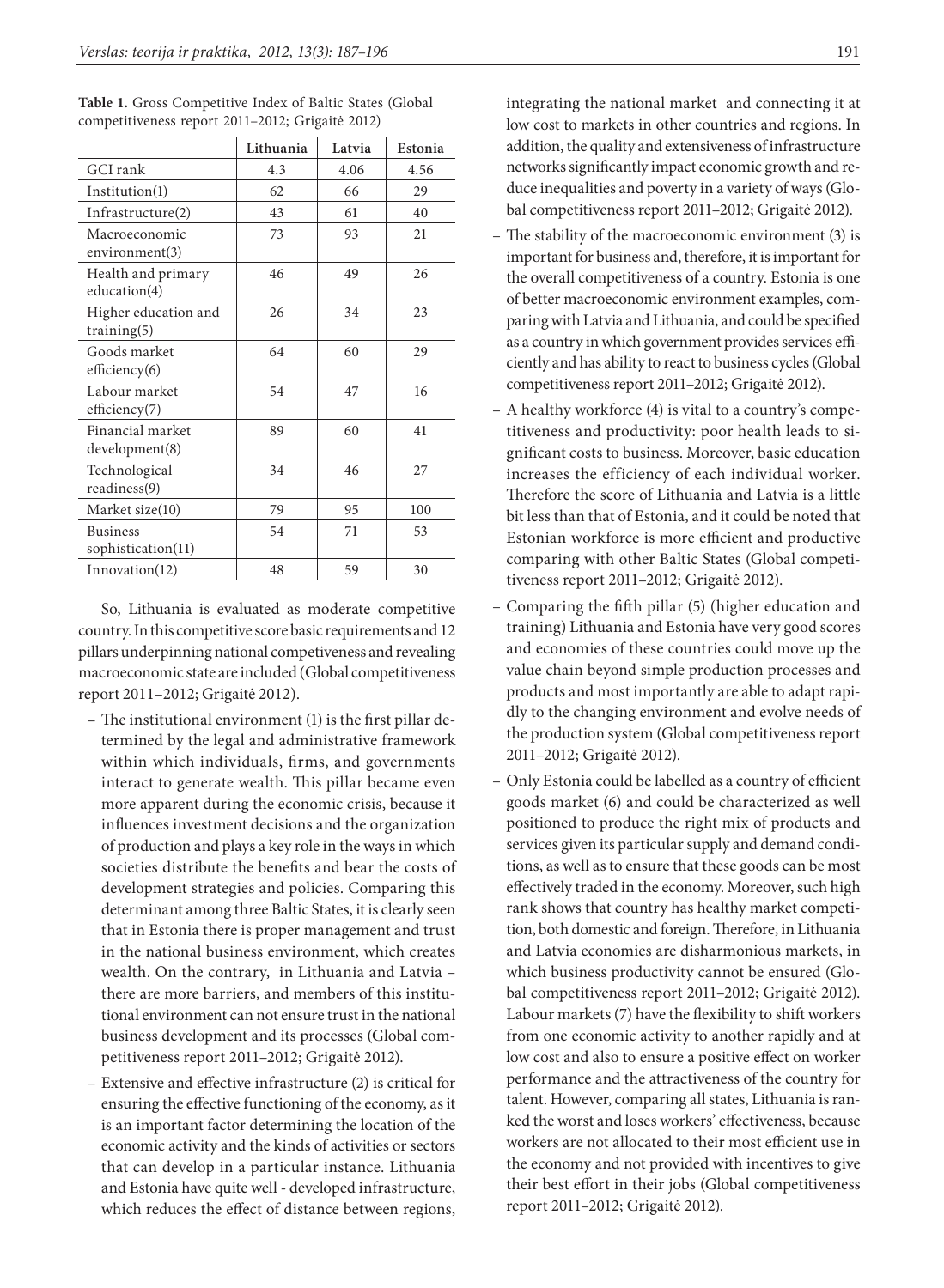**Table 1.** Gross Competitive Index of Baltic States (Global competitiveness report 2011–2012; Grigaitė 2012)

| | Lithuania | Latvia | Estonia |
|---|---|---|---|
| GCI rank | 4.3 | 4.06 | 4.56 |
| Institution(1) | 62 | 66 | 29 |
| Infrastructure(2) | 43 | 61 | 40 |
| Macroeconomic environment(3) | 73 | 93 | 21 |
| Health and primary education(4) | 46 | 49 | 26 |
| Higher education and training(5) | 26 | 34 | 23 |
| Goods market efficiency(6) | 64 | 60 | 29 |
| Labour market efficiency(7) | 54 | 47 | 16 |
| Financial market development(8) | 89 | 60 | 41 |
| Technological readiness(9) | 34 | 46 | 27 |
| Market size(10) | 79 | 95 | 100 |
| Business sophistication(11) | 54 | 71 | 53 |
| Innovation(12) | 48 | 59 | 30 |

So, Lithuania is evaluated as moderate competitive country. In this competitive score basic requirements and 12 pillars underpinning national competiveness and revealing macroeconomic state are included (Global competitiveness report 2011–2012; Grigaitė 2012).

- The institutional environment (1) is the first pillar determined by the legal and administrative framework within which individuals, firms, and governments interact to generate wealth. This pillar became even more apparent during the economic crisis, because it influences investment decisions and the organization of production and plays a key role in the ways in which societies distribute the benefits and bear the costs of development strategies and policies. Comparing this determinant among three Baltic States, it is clearly seen that in Estonia there is proper management and trust in the national business environment, which creates wealth. On the contrary, in Lithuania and Latvia – there are more barriers, and members of this institutional environment can not ensure trust in the national business development and its processes (Global competitiveness report 2011–2012; Grigaitė 2012).
- Extensive and effective infrastructure (2) is critical for ensuring the effective functioning of the economy, as it is an important factor determining the location of the economic activity and the kinds of activities or sectors that can develop in a particular instance. Lithuania and Estonia have quite well - developed infrastructure, which reduces the effect of distance between regions, integrating the national market and connecting it at low cost to markets in other countries and regions. In addition, the quality and extensiveness of infrastructure networks significantly impact economic growth and reduce inequalities and poverty in a variety of ways (Global competitiveness report 2011–2012; Grigaitė 2012).
- The stability of the macroeconomic environment (3) is important for business and, therefore, it is important for the overall competitiveness of a country. Estonia is one of better macroeconomic environment examples, comparing with Latvia and Lithuania, and could be specified as a country in which government provides services efficiently and has ability to react to business cycles (Global competitiveness report 2011–2012; Grigaitė 2012).
- A healthy workforce (4) is vital to a country's competitiveness and productivity: poor health leads to significant costs to business. Moreover, basic education increases the efficiency of each individual worker. Therefore the score of Lithuania and Latvia is a little bit less than that of Estonia, and it could be noted that Estonian workforce is more efficient and productive comparing with other Baltic States (Global competitiveness report 2011–2012; Grigaitė 2012).
- Comparing the fifth pillar (5) (higher education and training) Lithuania and Estonia have very good scores and economies of these countries could move up the value chain beyond simple production processes and products and most importantly are able to adapt rapidly to the changing environment and evolve needs of the production system (Global competitiveness report 2011–2012; Grigaitė 2012).
- Only Estonia could be labelled as a country of efficient goods market (6) and could be characterized as well positioned to produce the right mix of products and services given its particular supply and demand conditions, as well as to ensure that these goods can be most effectively traded in the economy. Moreover, such high rank shows that country has healthy market competition, both domestic and foreign. Therefore, in Lithuania and Latvia economies are disharmonious markets, in which business productivity cannot be ensured (Global competitiveness report 2011–2012; Grigaitė 2012). Labour markets (7) have the flexibility to shift workers from one economic activity to another rapidly and at low cost and also to ensure a positive effect on worker performance and the attractiveness of the country for talent. However, comparing all states, Lithuania is ranked the worst and loses workers' effectiveness, because workers are not allocated to their most efficient use in the economy and not provided with incentives to give their best effort in their jobs (Global competitiveness report 2011–2012; Grigaitė 2012).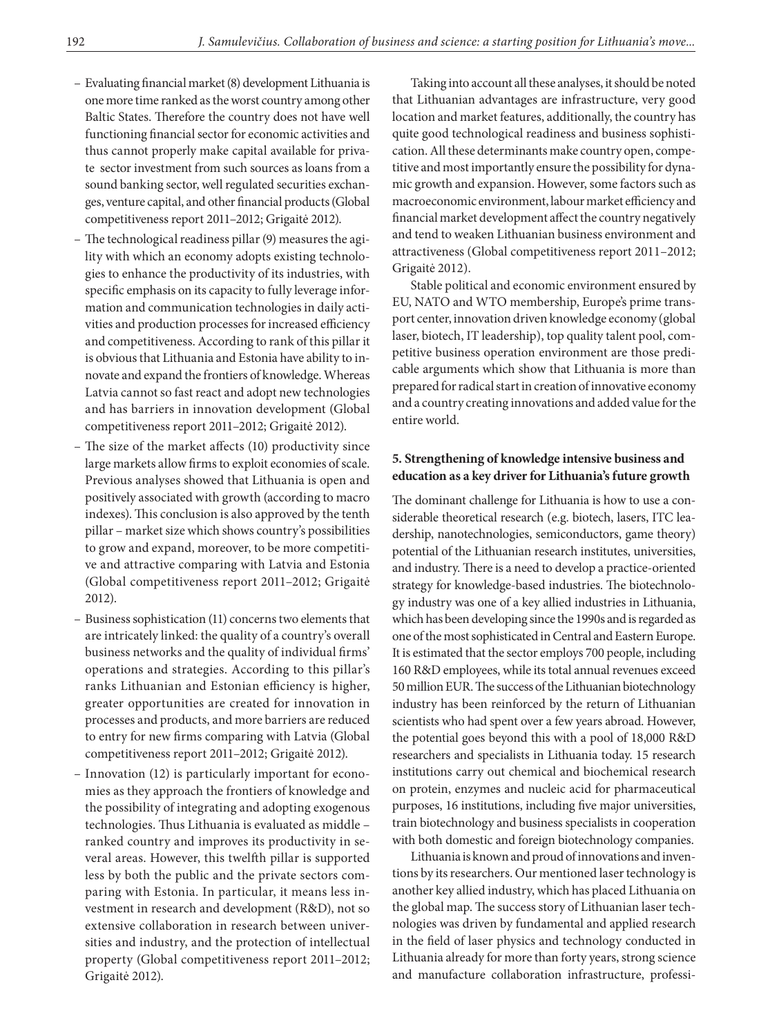– Evaluating financial market (8) development Lithuania is one more time ranked as the worst country among other Baltic States. Therefore the country does not have well functioning financial sector for economic activities and thus cannot properly make capital available for private sector investment from such sources as loans from a sound banking sector, well regulated securities exchanges, venture capital, and other financial products (Global competitiveness report 2011–2012; Grigaitė 2012).
– The technological readiness pillar (9) measures the agility with which an economy adopts existing technologies to enhance the productivity of its industries, with specific emphasis on its capacity to fully leverage information and communication technologies in daily activities and production processes for increased efficiency and competitiveness. According to rank of this pillar it is obvious that Lithuania and Estonia have ability to innovate and expand the frontiers of knowledge. Whereas Latvia cannot so fast react and adopt new technologies and has barriers in innovation development (Global competitiveness report 2011–2012; Grigaitė 2012).
– The size of the market affects (10) productivity since large markets allow firms to exploit economies of scale. Previous analyses showed that Lithuania is open and positively associated with growth (according to macro indexes). This conclusion is also approved by the tenth pillar – market size which shows country's possibilities to grow and expand, moreover, to be more competitive and attractive comparing with Latvia and Estonia (Global competitiveness report 2011–2012; Grigaitė 2012).
– Business sophistication (11) concerns two elements that are intricately linked: the quality of a country's overall business networks and the quality of individual firms' operations and strategies. According to this pillar's ranks Lithuanian and Estonian efficiency is higher, greater opportunities are created for innovation in processes and products, and more barriers are reduced to entry for new firms comparing with Latvia (Global competitiveness report 2011–2012; Grigaitė 2012).
– Innovation (12) is particularly important for economies as they approach the frontiers of knowledge and the possibility of integrating and adopting exogenous technologies. Thus Lithuania is evaluated as middle – ranked country and improves its productivity in several areas. However, this twelfth pillar is supported less by both the public and the private sectors comparing with Estonia. In particular, it means less investment in research and development (R&D), not so extensive collaboration in research between universities and industry, and the protection of intellectual property (Global competitiveness report 2011–2012; Grigaitė 2012).

Taking into account all these analyses, it should be noted that Lithuanian advantages are infrastructure, very good location and market features, additionally, the country has quite good technological readiness and business sophistication. All these determinants make country open, competitive and most importantly ensure the possibility for dynamic growth and expansion. However, some factors such as macroeconomic environment, labour market efficiency and financial market development affect the country negatively and tend to weaken Lithuanian business environment and attractiveness (Global competitiveness report 2011–2012; Grigaitė 2012).

Stable political and economic environment ensured by EU, NATO and WTO membership, Europe's prime transport center, innovation driven knowledge economy (global laser, biotech, IT leadership), top quality talent pool, competitive business operation environment are those predicable arguments which show that Lithuania is more than prepared for radical start in creation of innovative economy and a country creating innovations and added value for the entire world.

## 5. Strengthening of knowledge intensive business and education as a key driver for Lithuania's future growth

The dominant challenge for Lithuania is how to use a considerable theoretical research (e.g. biotech, lasers, ITC leadership, nanotechnologies, semiconductors, game theory) potential of the Lithuanian research institutes, universities, and industry. There is a need to develop a practice-oriented strategy for knowledge-based industries. The biotechnology industry was one of a key allied industries in Lithuania, which has been developing since the 1990s and is regarded as one of the most sophisticated in Central and Eastern Europe. It is estimated that the sector employs 700 people, including 160 R&D employees, while its total annual revenues exceed 50 million EUR. The success of the Lithuanian biotechnology industry has been reinforced by the return of Lithuanian scientists who had spent over a few years abroad. However, the potential goes beyond this with a pool of 18,000 R&D researchers and specialists in Lithuania today. 15 research institutions carry out chemical and biochemical research on protein, enzymes and nucleic acid for pharmaceutical purposes, 16 institutions, including five major universities, train biotechnology and business specialists in cooperation with both domestic and foreign biotechnology companies.

Lithuania is known and proud of innovations and inventions by its researchers. Our mentioned laser technology is another key allied industry, which has placed Lithuania on the global map. The success story of Lithuanian laser technologies was driven by fundamental and applied research in the field of laser physics and technology conducted in Lithuania already for more than forty years, strong science and manufacture collaboration infrastructure, professi-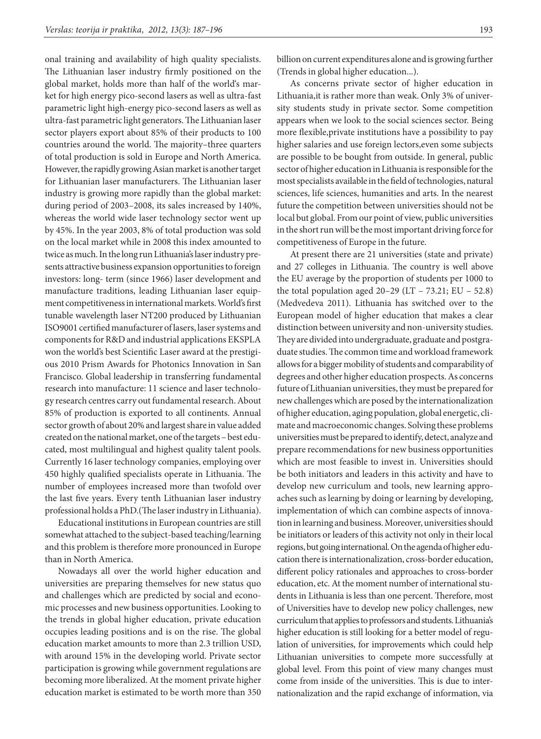onal training and availability of high quality specialists. The Lithuanian laser industry firmly positioned on the global market, holds more than half of the world's market for high energy pico-second lasers as well as ultra-fast parametric light high-energy pico-second lasers as well as ultra-fast parametric light generators. The Lithuanian laser sector players export about 85% of their products to 100 countries around the world. The majority–three quarters of total production is sold in Europe and North America. However, the rapidly growing Asian market is another target for Lithuanian laser manufacturers. The Lithuanian laser industry is growing more rapidly than the global market: during period of 2003–2008, its sales increased by 140%, whereas the world wide laser technology sector went up by 45%. In the year 2003, 8% of total production was sold on the local market while in 2008 this index amounted to twice as much. In the long run Lithuania's laser industry presents attractive business expansion opportunities to foreign investors: long- term (since 1966) laser development and manufacture traditions, leading Lithuanian laser equipment competitiveness in international markets. World's first tunable wavelength laser NT200 produced by Lithuanian ISO9001 certified manufacturer of lasers, laser systems and components for R&D and industrial applications EKSPLA won the world's best Scientific Laser award at the prestigious 2010 Prism Awards for Photonics Innovation in San Francisco. Global leadership in transferring fundamental research into manufacture: 11 science and laser technology research centres carry out fundamental research. About 85% of production is exported to all continents. Annual sector growth of about 20% and largest share in value added created on the national market, one of the targets – best educated, most multilingual and highest quality talent pools. Currently 16 laser technology companies, employing over 450 highly qualified specialists operate in Lithuania. The number of employees increased more than twofold over the last five years. Every tenth Lithuanian laser industry professional holds a PhD.(The laser industry in Lithuania).

Educational institutions in European countries are still somewhat attached to the subject-based teaching/learning and this problem is therefore more pronounced in Europe than in North America.

Nowadays all over the world higher education and universities are preparing themselves for new status quo and challenges which are predicted by social and economic processes and new business opportunities. Looking to the trends in global higher education, private education occupies leading positions and is on the rise. The global education market amounts to more than 2.3 trillion USD, with around 15% in the developing world. Private sector participation is growing while government regulations are becoming more liberalized. At the moment private higher education market is estimated to be worth more than 350 billion on current expenditures alone and is growing further (Trends in global higher education...).

As concerns private sector of higher education in Lithuania,it is rather more than weak. Only 3% of university students study in private sector. Some competition appears when we look to the social sciences sector. Being more flexible,private institutions have a possibility to pay higher salaries and use foreign lectors,even some subjects are possible to be bought from outside. In general, public sector of higher education in Lithuania is responsible for the most specialists available in the field of technologies, natural sciences, life sciences, humanities and arts. In the nearest future the competition between universities should not be local but global. From our point of view, public universities in the short run will be the most important driving force for competitiveness of Europe in the future.

At present there are 21 universities (state and private) and 27 colleges in Lithuania. The country is well above the EU average by the proportion of students per 1000 to the total population aged 20–29 (LT – 73.21; EU – 52.8) (Medvedeva 2011). Lithuania has switched over to the European model of higher education that makes a clear distinction between university and non-university studies. They are divided into undergraduate, graduate and postgraduate studies. The common time and workload framework allows for a bigger mobility of students and comparability of degrees and other higher education prospects. As concerns future of Lithuanian universities, they must be prepared for new challenges which are posed by the internationalization of higher education, aging population, global energetic, climate and macroeconomic changes. Solving these problems universities must be prepared to identify, detect, analyze and prepare recommendations for new business opportunities which are most feasible to invest in. Universities should be both initiators and leaders in this activity and have to develop new curriculum and tools, new learning approaches such as learning by doing or learning by developing, implementation of which can combine aspects of innovation in learning and business. Moreover, universities should be initiators or leaders of this activity not only in their local regions, but going international. On the agenda of higher education there is internationalization, cross-border education, different policy rationales and approaches to cross-border education, etc. At the moment number of international students in Lithuania is less than one percent. Therefore, most of Universities have to develop new policy challenges, new curriculum that applies to professors and students. Lithuania's higher education is still looking for a better model of regulation of universities, for improvements which could help Lithuanian universities to compete more successfully at global level. From this point of view many changes must come from inside of the universities. This is due to internationalization and the rapid exchange of information, via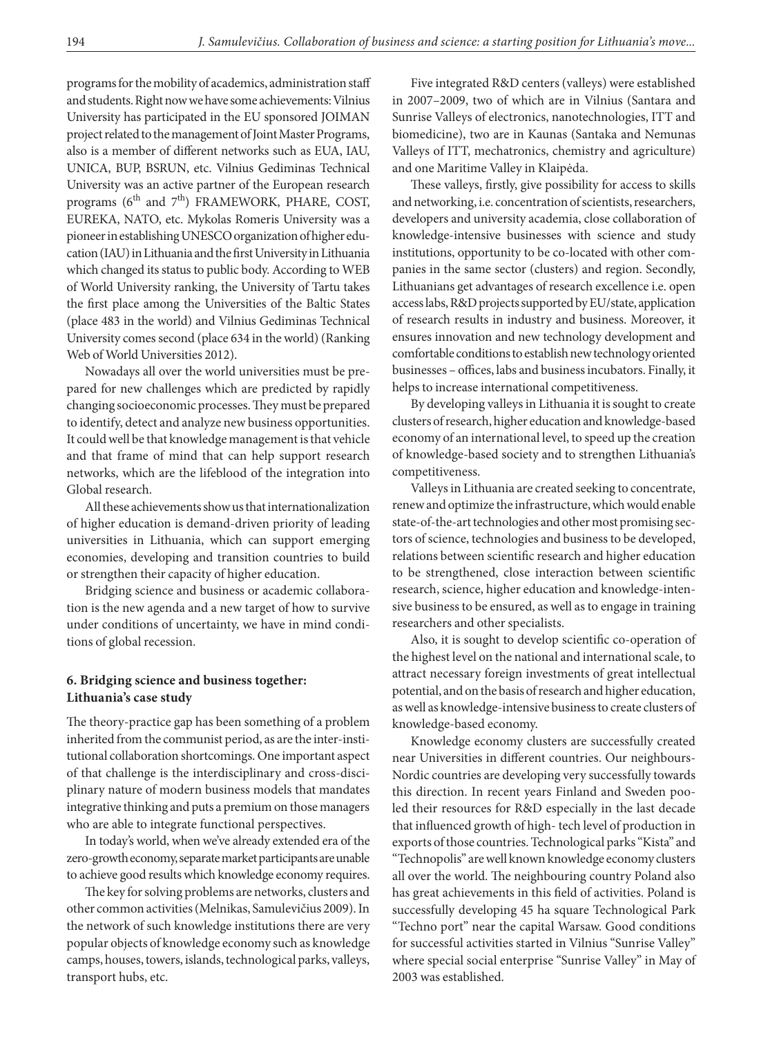programs for the mobility of academics, administration staff and students. Right now we have some achievements: Vilnius University has participated in the EU sponsored JOIMAN project related to the management of Joint Master Programs, also is a member of different networks such as EUA, IAU, UNICA, BUP, BSRUN, etc. Vilnius Gediminas Technical University was an active partner of the European research programs ($6^{th}$ and $7^{th}$) FRAMEWORK, PHARE, COST, EUREKA, NATO, etc. Mykolas Romeris University was a pioneer in establishing UNESCO organization of higher education (IAU) in Lithuania and the first University in Lithuania which changed its status to public body. According to WEB of World University ranking, the University of Tartu takes the first place among the Universities of the Baltic States (place 483 in the world) and Vilnius Gediminas Technical University comes second (place 634 in the world) (Ranking Web of World Universities 2012).

Nowadays all over the world universities must be prepared for new challenges which are predicted by rapidly changing socioeconomic processes. They must be prepared to identify, detect and analyze new business opportunities. It could well be that knowledge management is that vehicle and that frame of mind that can help support research networks, which are the lifeblood of the integration into Global research.

All these achievements show us that internationalization of higher education is demand-driven priority of leading universities in Lithuania, which can support emerging economies, developing and transition countries to build or strengthen their capacity of higher education.

Bridging science and business or academic collaboration is the new agenda and a new target of how to survive under conditions of uncertainty, we have in mind conditions of global recession.

## 6. Bridging science and business together: Lithuania's case study

The theory-practice gap has been something of a problem inherited from the communist period, as are the inter-institutional collaboration shortcomings. One important aspect of that challenge is the interdisciplinary and cross-disciplinary nature of modern business models that mandates integrative thinking and puts a premium on those managers who are able to integrate functional perspectives.

In today's world, when we've already extended era of the zero-growth economy, separate market participants are unable to achieve good results which knowledge economy requires.

The key for solving problems are networks, clusters and other common activities (Melnikas, Samulevičius 2009). In the network of such knowledge institutions there are very popular objects of knowledge economy such as knowledge camps, houses, towers, islands, technological parks, valleys, transport hubs, etc.

Five integrated R&D centers (valleys) were established in 2007–2009, two of which are in Vilnius (Santara and Sunrise Valleys of electronics, nanotechnologies, ITT and biomedicine), two are in Kaunas (Santaka and Nemunas Valleys of ITT, mechatronics, chemistry and agriculture) and one Maritime Valley in Klaipėda.

These valleys, firstly, give possibility for access to skills and networking, i.e. concentration of scientists, researchers, developers and university academia, close collaboration of knowledge-intensive businesses with science and study institutions, opportunity to be co-located with other companies in the same sector (clusters) and region. Secondly, Lithuanians get advantages of research excellence i.e. open access labs, R&D projects supported by EU/state, application of research results in industry and business. Moreover, it ensures innovation and new technology development and comfortable conditions to establish new technology oriented businesses – offices, labs and business incubators. Finally, it helps to increase international competitiveness.

By developing valleys in Lithuania it is sought to create clusters of research, higher education and knowledge-based economy of an international level, to speed up the creation of knowledge-based society and to strengthen Lithuania's competitiveness.

Valleys in Lithuania are created seeking to concentrate, renew and optimize the infrastructure, which would enable state-of-the-art technologies and other most promising sectors of science, technologies and business to be developed, relations between scientific research and higher education to be strengthened, close interaction between scientific research, science, higher education and knowledge-intensive business to be ensured, as well as to engage in training researchers and other specialists.

Also, it is sought to develop scientific co-operation of the highest level on the national and international scale, to attract necessary foreign investments of great intellectual potential, and on the basis of research and higher education, as well as knowledge-intensive business to create clusters of knowledge-based economy.

Knowledge economy clusters are successfully created near Universities in different countries. Our neighbours-Nordic countries are developing very successfully towards this direction. In recent years Finland and Sweden pooled their resources for R&D especially in the last decade that influenced growth of high- tech level of production in exports of those countries. Technological parks "Kista" and "Technopolis" are well known knowledge economy clusters all over the world. The neighbouring country Poland also has great achievements in this field of activities. Poland is successfully developing 45 ha square Technological Park "Techno port" near the capital Warsaw. Good conditions for successful activities started in Vilnius "Sunrise Valley" where special social enterprise "Sunrise Valley" in May of 2003 was established.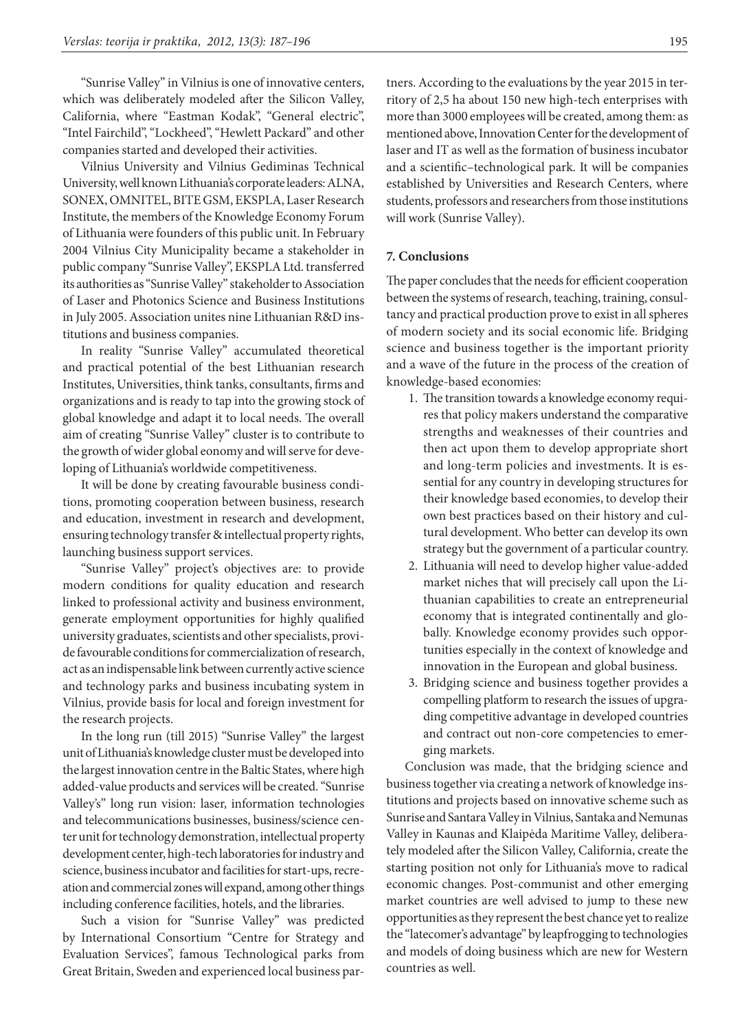"Sunrise Valley" in Vilnius is one of innovative centers, which was deliberately modeled after the Silicon Valley, California, where "Eastman Kodak", "General electric", "Intel Fairchild", "Lockheed", "Hewlett Packard" and other companies started and developed their activities.

Vilnius University and Vilnius Gediminas Technical University, well known Lithuania's corporate leaders: ALNA, SONEX, OMNITEL, BITE GSM, EKSPLA, Laser Research Institute, the members of the Knowledge Economy Forum of Lithuania were founders of this public unit. In February 2004 Vilnius City Municipality became a stakeholder in public company "Sunrise Valley", EKSPLA Ltd. transferred its authorities as "Sunrise Valley" stakeholder to Association of Laser and Photonics Science and Business Institutions in July 2005. Association unites nine Lithuanian R&D institutions and business companies.

In reality "Sunrise Valley" accumulated theoretical and practical potential of the best Lithuanian research Institutes, Universities, think tanks, consultants, firms and organizations and is ready to tap into the growing stock of global knowledge and adapt it to local needs. The overall aim of creating "Sunrise Valley" cluster is to contribute to the growth of wider global eonomy and will serve for developing of Lithuania's worldwide competitiveness.

It will be done by creating favourable business conditions, promoting cooperation between business, research and education, investment in research and development, ensuring technology transfer & intellectual property rights, launching business support services.

"Sunrise Valley" project's objectives are: to provide modern conditions for quality education and research linked to professional activity and business environment, generate employment opportunities for highly qualified university graduates, scientists and other specialists, provide favourable conditions for commercialization of research, act as an indispensable link between currently active science and technology parks and business incubating system in Vilnius, provide basis for local and foreign investment for the research projects.

In the long run (till 2015) "Sunrise Valley" the largest unit of Lithuania's knowledge cluster must be developed into the largest innovation centre in the Baltic States, where high added-value products and services will be created. "Sunrise Valley's" long run vision: laser, information technologies and telecommunications businesses, business/science center unit for technology demonstration, intellectual property development center, high-tech laboratories for industry and science, business incubator and facilities for start-ups, recreation and commercial zones will expand, among other things including conference facilities, hotels, and the libraries.

Such a vision for "Sunrise Valley" was predicted by International Consortium "Centre for Strategy and Evaluation Services", famous Technological parks from Great Britain, Sweden and experienced local business partners. According to the evaluations by the year 2015 in territory of 2,5 ha about 150 new high-tech enterprises with more than 3000 employees will be created, among them: as mentioned above, Innovation Center for the development of laser and IT as well as the formation of business incubator and a scientific–technological park. It will be companies established by Universities and Research Centers, where students, professors and researchers from those institutions will work (Sunrise Valley).

## 7. Conclusions

The paper concludes that the needs for efficient cooperation between the systems of research, teaching, training, consultancy and practical production prove to exist in all spheres of modern society and its social economic life. Bridging science and business together is the important priority and a wave of the future in the process of the creation of knowledge-based economies:

1. The transition towards a knowledge economy requires that policy makers understand the comparative strengths and weaknesses of their countries and then act upon them to develop appropriate short and long-term policies and investments. It is essential for any country in developing structures for their knowledge based economies, to develop their own best practices based on their history and cultural development. Who better can develop its own strategy but the government of a particular country.
2. Lithuania will need to develop higher value-added market niches that will precisely call upon the Lithuanian capabilities to create an entrepreneurial economy that is integrated continentally and globally. Knowledge economy provides such opportunities especially in the context of knowledge and innovation in the European and global business.
3. Bridging science and business together provides a compelling platform to research the issues of upgrading competitive advantage in developed countries and contract out non-core competencies to emerging markets.

Conclusion was made, that the bridging science and business together via creating a network of knowledge institutions and projects based on innovative scheme such as Sunrise and Santara Valley in Vilnius, Santaka and Nemunas Valley in Kaunas and Klaipėda Maritime Valley, deliberately modeled after the Silicon Valley, California, create the starting position not only for Lithuania's move to radical economic changes. Post-communist and other emerging market countries are well advised to jump to these new opportunities as they represent the best chance yet to realize the "latecomer's advantage" by leapfrogging to technologies and models of doing business which are new for Western countries as well.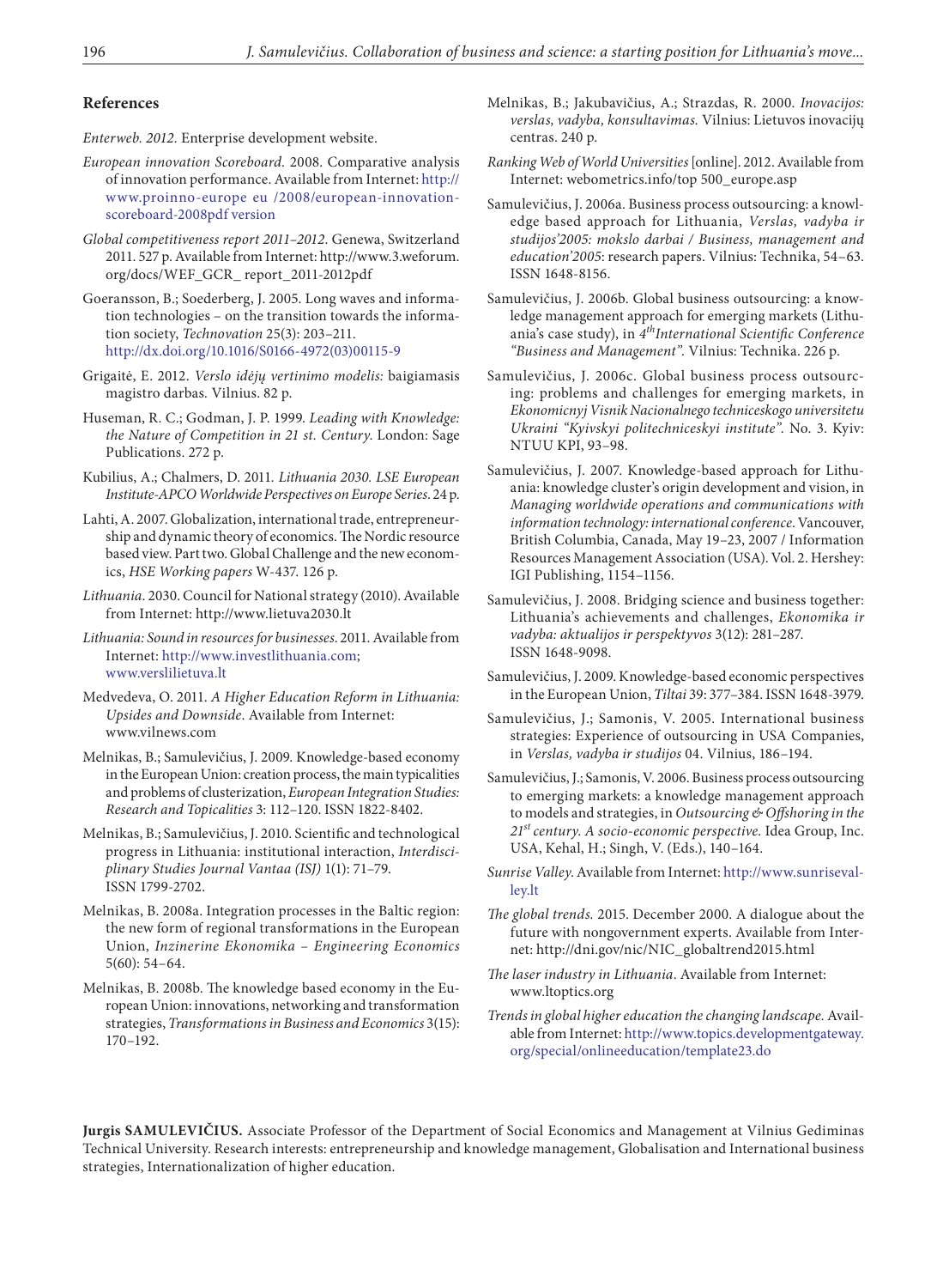## References

*Enterweb. 2012.* Enterprise development website.

*European innovation Scoreboard.* 2008. Comparative analysis of innovation performance. Available from Internet: http://www.proinno-europe eu /2008/european-innovation-scoreboard-2008pdf version

*Global competitiveness report 2011–2012*. Genewa, Switzerland 2011. 527 p. Available from Internet: http://www.3.weforum.org/docs/WEF_GCR_ report_2011-2012pdf

Goeransson, B.; Soederberg, J. 2005. Long waves and information technologies – on the transition towards the information society, *Technovation* 25(3): 203–211. http://dx.doi.org/10.1016/S0166-4972(03)00115-9

Grigaitė, E. 2012. *Verslo idėjų vertinimo modelis:* baigiamasis magistro darbas. Vilnius. 82 p.

Huseman, R. C.; Godman, J. P. 1999. *Leading with Knowledge: the Nature of Competition in 21 st. Century*. London: Sage Publications. 272 p.

Kubilius, A.; Chalmers, D. 2011. *Lithuania 2030. LSE European Institute-APCO Worldwide Perspectives on Europe Series*. 24 p.

Lahti, A. 2007. Globalization, international trade, entrepreneurship and dynamic theory of economics. The Nordic resource based view. Part two. Global Challenge and the new economics, *HSE Working papers* W-437. 126 p.

*Lithuania*. 2030. Council for National strategy (2010). Available from Internet: http://www.lietuva2030.lt

*Lithuania: Sound in resources for businesses*. 2011. Available from Internet: http://www.investlithuania.com; www.verslilietuva.lt

Medvedeva, O. 2011. *A Higher Education Reform in Lithuania: Upsides and Downside*. Available from Internet: www.vilnews.com

Melnikas, B.; Samulevičius, J. 2009. Knowledge-based economy in the European Union: creation process, the main typicalities and problems of clusterization, *European Integration Studies: Research and Topicalities* 3: 112–120. ISSN 1822-8402.

Melnikas, B.; Samulevičius, J. 2010. Scientific and technological progress in Lithuania: institutional interaction, *Interdisciplinary Studies Journal Vantaa (ISJ)* 1(1): 71–79. ISSN 1799-2702.

Melnikas, B. 2008a. Integration processes in the Baltic region: the new form of regional transformations in the European Union, *Inzinerine Ekonomika – Engineering Economics* 5(60): 54–64.

Melnikas, B. 2008b. The knowledge based economy in the European Union: innovations, networking and transformation strategies, *Transformations in Business and Economics* 3(15): 170–192.

Melnikas, B.; Jakubavičius, A.; Strazdas, R. 2000. *Inovacijos: verslas, vadyba, konsultavimas.* Vilnius: Lietuvos inovacijų centras. 240 p.

*Ranking Web of World Universities* [online]. 2012. Available from Internet: webometrics.info/top 500_europe.asp

Samulevičius, J. 2006a. Business process outsourcing: a knowledge based approach for Lithuania, *Verslas, vadyba ir studijos'2005: mokslo darbai / Business, management and education'2005*: research papers. Vilnius: Technika, 54–63. ISSN 1648-8156.

Samulevičius, J. 2006b. Global business outsourcing: a knowledge management approach for emerging markets (Lithuania's case study), in *4th International Scientific Conference "Business and Management"*. Vilnius: Technika. 226 p.

Samulevičius, J. 2006c. Global business process outsourcing: problems and challenges for emerging markets, in *Ekonomicnyj Visnik Nacionalnego techniceskogo universitetu Ukraini "Kyivskyi politechniceskyi institute"*. No. 3. Kyiv: NTUU KPI, 93–98.

Samulevičius, J. 2007. Knowledge-based approach for Lithuania: knowledge cluster's origin development and vision, in *Managing worldwide operations and communications with information technology: international conference*. Vancouver, British Columbia, Canada, May 19–23, 2007 / Information Resources Management Association (USA). Vol. 2. Hershey: IGI Publishing, 1154–1156.

Samulevičius, J. 2008. Bridging science and business together: Lithuania's achievements and challenges, *Ekonomika ir vadyba: aktualijos ir perspektyvos* 3(12): 281–287. ISSN 1648-9098.

Samulevičius, J. 2009. Knowledge-based economic perspectives in the European Union, *Tiltai* 39: 377–384. ISSN 1648-3979.

Samulevičius, J.; Samonis, V. 2005. International business strategies: Experience of outsourcing in USA Companies, in *Verslas, vadyba ir studijos* 04. Vilnius, 186–194.

Samulevičius, J.; Samonis, V. 2006. Business process outsourcing to emerging markets: a knowledge management approach to models and strategies, in *Outsourcing & Offshoring in the 21st century. A socio-economic perspective*. Idea Group, Inc. USA, Kehal, H.; Singh, V. (Eds.), 140–164.

*Sunrise Valley*. Available from Internet: http://www.sunrisevalley.lt

*The global trends.* 2015. December 2000. A dialogue about the future with nongovernment experts. Available from Internet: http://dni.gov/nic/NIC_globaltrend2015.html

*The laser industry in Lithuania*. Available from Internet: www.ltoptics.org

*Trends in global higher education the changing landscape.* Available from Internet: http://www.topics.developmentgateway.org/special/onlineeducation/template23.do

**Jurgis SAMULEVIČIUS.** Associate Professor of the Department of Social Economics and Management at Vilnius Gediminas Technical University. Research interests: entrepreneurship and knowledge management, Globalisation and International business strategies, Internationalization of higher education.